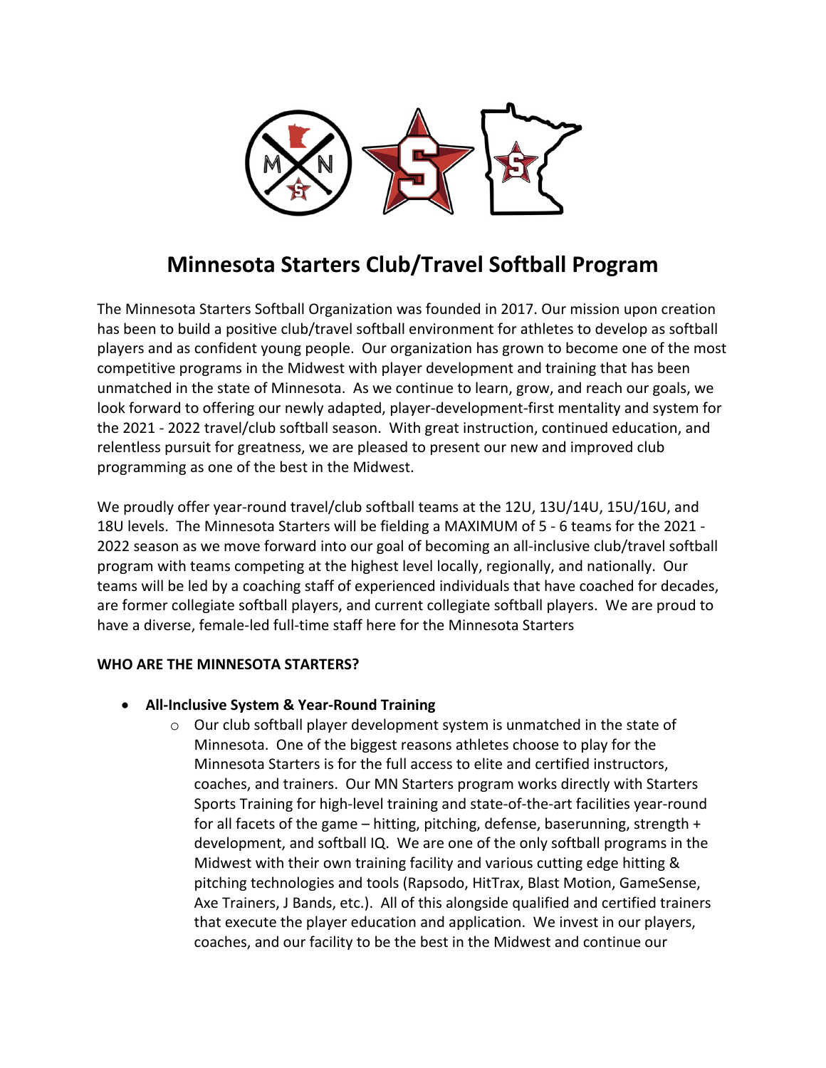# Minnesota Starters Club/Travel Softball Program

The Minnesota Starters Softball Organization was founded in 2017. Our mission upon creation has been to build a positive club/travel softball environment for athletes to develop as softball players and as confident young people. Our organization has grown to become one of the most competitive programs in the Midwest with player development and training that has been unmatched in the state of Minnesota. As we continue to learn, grow, and reach our goals, we look forward to offering our newly adapted, player-development-first mentality and system for the 2021 - 2022 travel/club softball season. With great instruction, continued education, and relentless pursuit for greatness, we are pleased to present our new and improved club programming as one of the best in the Midwest.

We proudly offer year-round travel/club softball teams at the 12U, 13U/14U, 15U/16U, and 18U levels. The Minnesota Starters will be fielding a MAXIMUM of 5 - 6 teams for the 2021 - 2022 season as we move forward into our goal of becoming an all-inclusive club/travel softball program with teams competing at the highest level locally, regionally, and nationally. Our teams will be led by a coaching staff of experienced individuals that have coached for decades, are former collegiate softball players, and current collegiate softball players. We are proud to have a diverse, female-led full-time staff here for the Minnesota Starters

**WHO ARE THE MINNESOTA STARTERS?**

- **All-Inclusive System & Year-Round Training**
  - Our club softball player development system is unmatched in the state of Minnesota. One of the biggest reasons athletes choose to play for the Minnesota Starters is for the full access to elite and certified instructors, coaches, and trainers. Our MN Starters program works directly with Starters Sports Training for high-level training and state-of-the-art facilities year-round for all facets of the game – hitting, pitching, defense, baserunning, strength + development, and softball IQ. We are one of the only softball programs in the Midwest with their own training facility and various cutting edge hitting & pitching technologies and tools (Rapsodo, HitTrax, Blast Motion, GameSense, Axe Trainers, J Bands, etc.). All of this alongside qualified and certified trainers that execute the player education and application. We invest in our players, coaches, and our facility to be the best in the Midwest and continue our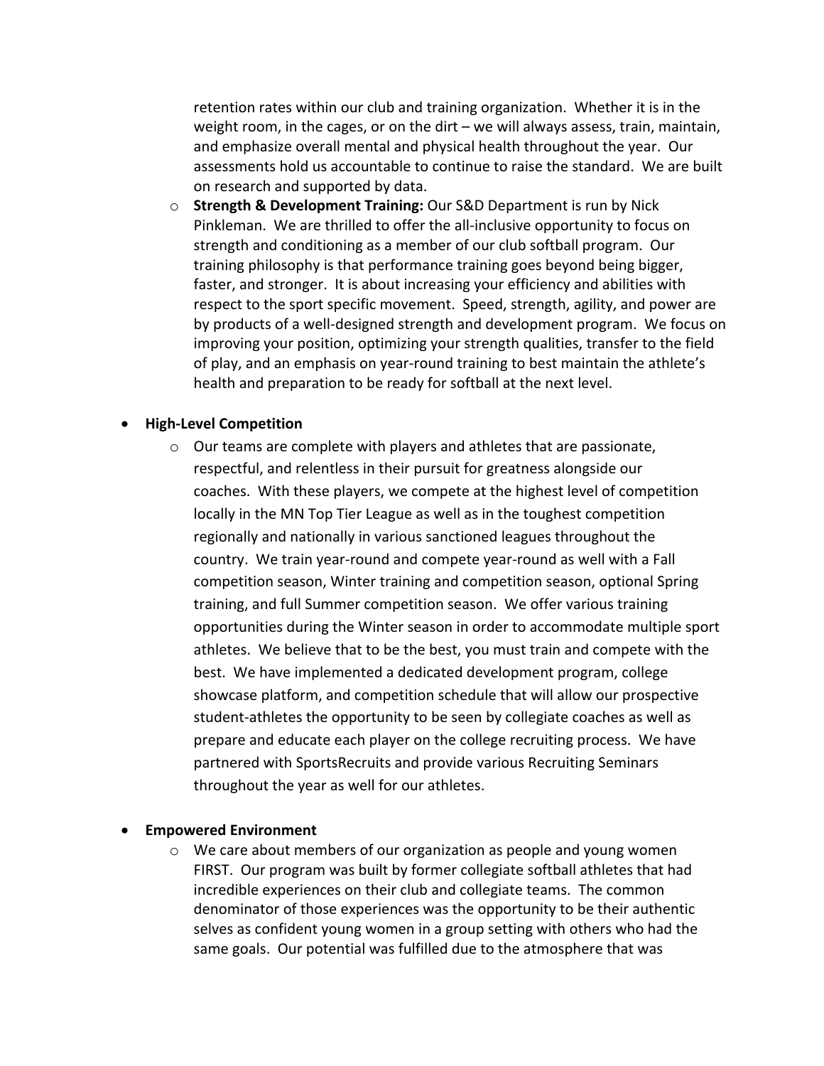retention rates within our club and training organization. Whether it is in the weight room, in the cages, or on the dirt – we will always assess, train, maintain, and emphasize overall mental and physical health throughout the year. Our assessments hold us accountable to continue to raise the standard. We are built on research and supported by data.

- **Strength & Development Training:** Our S&D Department is run by Nick Pinkleman. We are thrilled to offer the all-inclusive opportunity to focus on strength and conditioning as a member of our club softball program. Our training philosophy is that performance training goes beyond being bigger, faster, and stronger. It is about increasing your efficiency and abilities with respect to the sport specific movement. Speed, strength, agility, and power are by products of a well-designed strength and development program. We focus on improving your position, optimizing your strength qualities, transfer to the field of play, and an emphasis on year-round training to best maintain the athlete's health and preparation to be ready for softball at the next level.

- **High-Level Competition**
  - Our teams are complete with players and athletes that are passionate, respectful, and relentless in their pursuit for greatness alongside our coaches. With these players, we compete at the highest level of competition locally in the MN Top Tier League as well as in the toughest competition regionally and nationally in various sanctioned leagues throughout the country. We train year-round and compete year-round as well with a Fall competition season, Winter training and competition season, optional Spring training, and full Summer competition season. We offer various training opportunities during the Winter season in order to accommodate multiple sport athletes. We believe that to be the best, you must train and compete with the best. We have implemented a dedicated development program, college showcase platform, and competition schedule that will allow our prospective student-athletes the opportunity to be seen by collegiate coaches as well as prepare and educate each player on the college recruiting process. We have partnered with SportsRecruits and provide various Recruiting Seminars throughout the year as well for our athletes.

- **Empowered Environment**
  - We care about members of our organization as people and young women FIRST. Our program was built by former collegiate softball athletes that had incredible experiences on their club and collegiate teams. The common denominator of those experiences was the opportunity to be their authentic selves as confident young women in a group setting with others who had the same goals. Our potential was fulfilled due to the atmosphere that was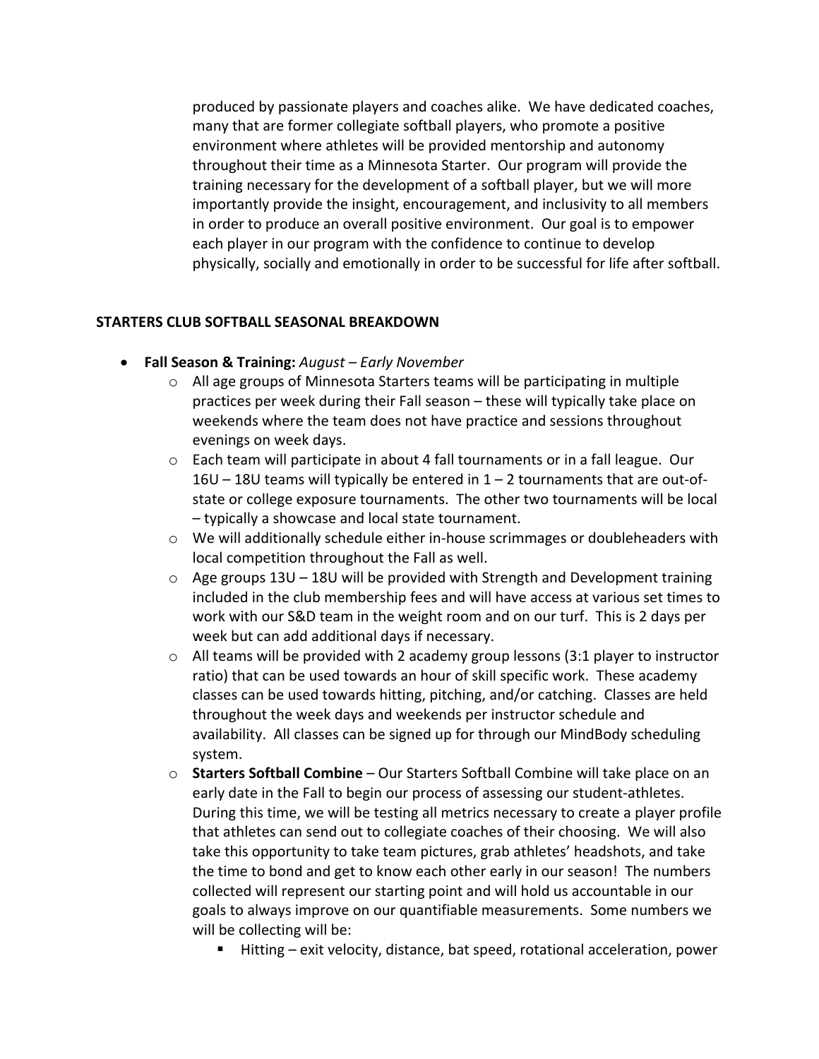produced by passionate players and coaches alike. We have dedicated coaches, many that are former collegiate softball players, who promote a positive environment where athletes will be provided mentorship and autonomy throughout their time as a Minnesota Starter. Our program will provide the training necessary for the development of a softball player, but we will more importantly provide the insight, encouragement, and inclusivity to all members in order to produce an overall positive environment. Our goal is to empower each player in our program with the confidence to continue to develop physically, socially and emotionally in order to be successful for life after softball.

## STARTERS CLUB SOFTBALL SEASONAL BREAKDOWN

- **Fall Season & Training:** *August – Early November*
  - All age groups of Minnesota Starters teams will be participating in multiple practices per week during their Fall season – these will typically take place on weekends where the team does not have practice and sessions throughout evenings on week days.
  - Each team will participate in about 4 fall tournaments or in a fall league. Our 16U – 18U teams will typically be entered in 1 – 2 tournaments that are out-of-state or college exposure tournaments. The other two tournaments will be local – typically a showcase and local state tournament.
  - We will additionally schedule either in-house scrimmages or doubleheaders with local competition throughout the Fall as well.
  - Age groups 13U – 18U will be provided with Strength and Development training included in the club membership fees and will have access at various set times to work with our S&D team in the weight room and on our turf. This is 2 days per week but can add additional days if necessary.
  - All teams will be provided with 2 academy group lessons (3:1 player to instructor ratio) that can be used towards an hour of skill specific work. These academy classes can be used towards hitting, pitching, and/or catching. Classes are held throughout the week days and weekends per instructor schedule and availability. All classes can be signed up for through our MindBody scheduling system.
  - **Starters Softball Combine** – Our Starters Softball Combine will take place on an early date in the Fall to begin our process of assessing our student-athletes. During this time, we will be testing all metrics necessary to create a player profile that athletes can send out to collegiate coaches of their choosing. We will also take this opportunity to take team pictures, grab athletes' headshots, and take the time to bond and get to know each other early in our season! The numbers collected will represent our starting point and will hold us accountable in our goals to always improve on our quantifiable measurements. Some numbers we will be collecting will be:
    - Hitting – exit velocity, distance, bat speed, rotational acceleration, power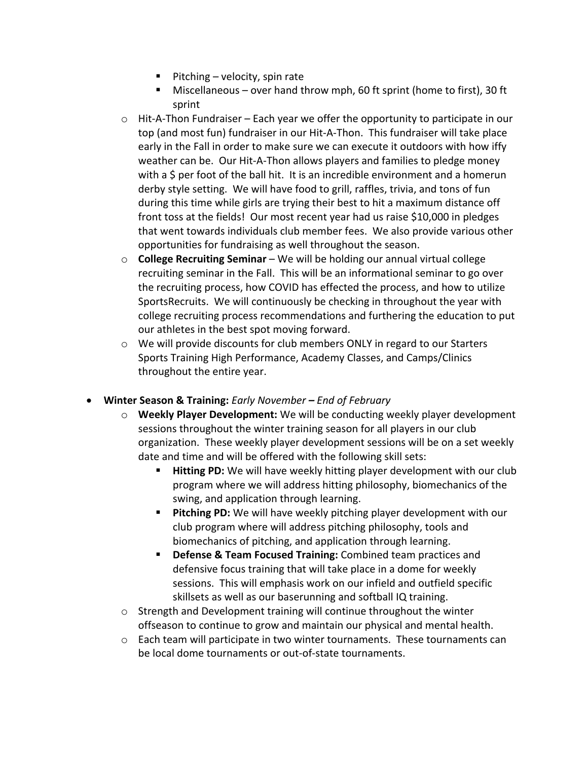- Pitching – velocity, spin rate
        - Miscellaneous – over hand throw mph, 60 ft sprint (home to first), 30 ft sprint
    - Hit-A-Thon Fundraiser – Each year we offer the opportunity to participate in our top (and most fun) fundraiser in our Hit-A-Thon. This fundraiser will take place early in the Fall in order to make sure we can execute it outdoors with how iffy weather can be. Our Hit-A-Thon allows players and families to pledge money with a $ per foot of the ball hit. It is an incredible environment and a homerun derby style setting. We will have food to grill, raffles, trivia, and tons of fun during this time while girls are trying their best to hit a maximum distance off front toss at the fields! Our most recent year had us raise $10,000 in pledges that went towards individuals club member fees. We also provide various other opportunities for fundraising as well throughout the season.
    - **College Recruiting Seminar** – We will be holding our annual virtual college recruiting seminar in the Fall. This will be an informational seminar to go over the recruiting process, how COVID has effected the process, and how to utilize SportsRecruits. We will continuously be checking in throughout the year with college recruiting process recommendations and furthering the education to put our athletes in the best spot moving forward.
    - We will provide discounts for club members ONLY in regard to our Starters Sports Training High Performance, Academy Classes, and Camps/Clinics throughout the entire year.

- **Winter Season & Training:** *Early November* **–** *End of February*
    - **Weekly Player Development:** We will be conducting weekly player development sessions throughout the winter training season for all players in our club organization. These weekly player development sessions will be on a set weekly date and time and will be offered with the following skill sets:
        - **Hitting PD:** We will have weekly hitting player development with our club program where we will address hitting philosophy, biomechanics of the swing, and application through learning.
        - **Pitching PD:** We will have weekly pitching player development with our club program where will address pitching philosophy, tools and biomechanics of pitching, and application through learning.
        - **Defense & Team Focused Training:** Combined team practices and defensive focus training that will take place in a dome for weekly sessions. This will emphasis work on our infield and outfield specific skillsets as well as our baserunning and softball IQ training.
    - Strength and Development training will continue throughout the winter offseason to continue to grow and maintain our physical and mental health.
    - Each team will participate in two winter tournaments. These tournaments can be local dome tournaments or out-of-state tournaments.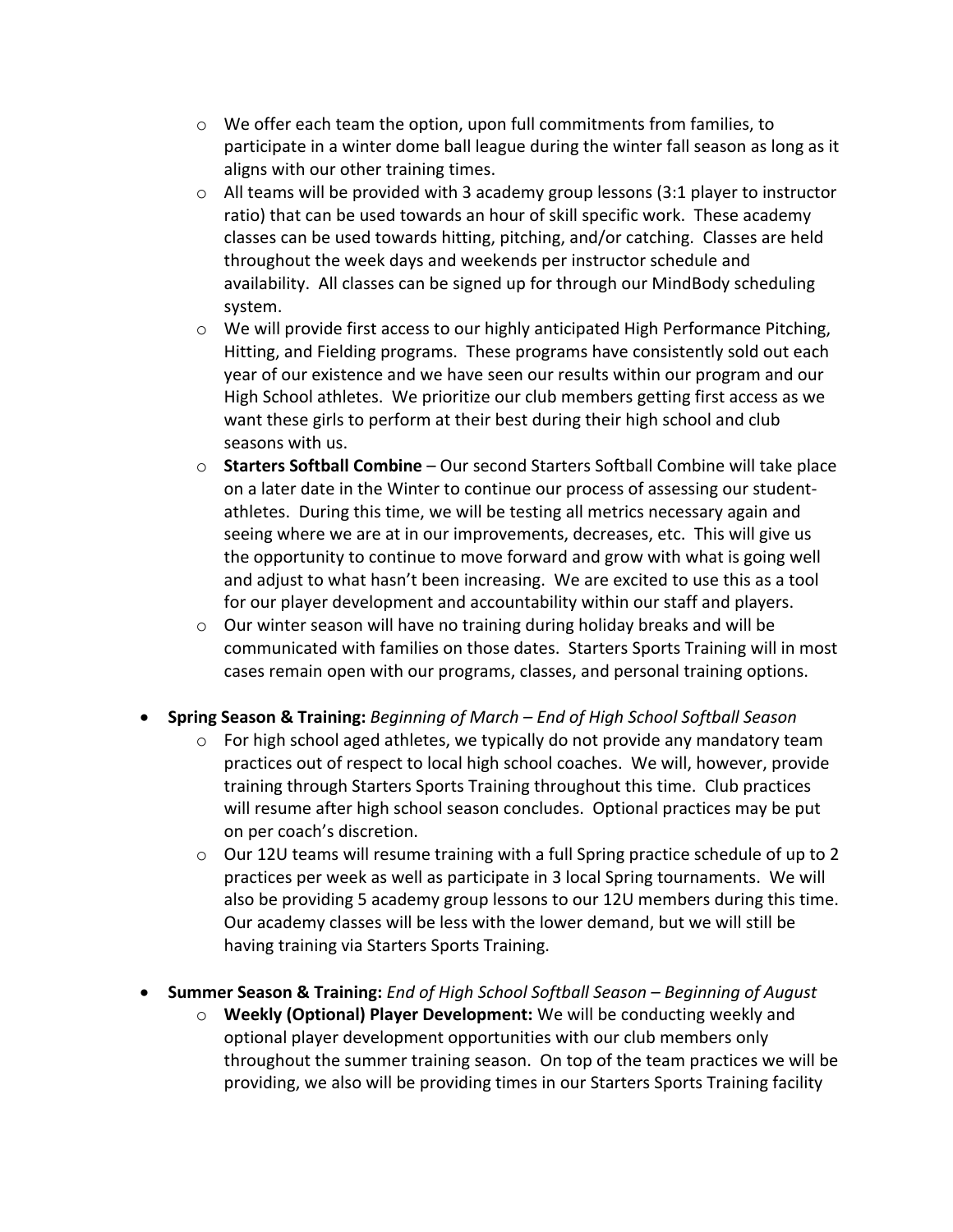- We offer each team the option, upon full commitments from families, to participate in a winter dome ball league during the winter fall season as long as it aligns with our other training times.
  - All teams will be provided with 3 academy group lessons (3:1 player to instructor ratio) that can be used towards an hour of skill specific work. These academy classes can be used towards hitting, pitching, and/or catching. Classes are held throughout the week days and weekends per instructor schedule and availability. All classes can be signed up for through our MindBody scheduling system.
  - We will provide first access to our highly anticipated High Performance Pitching, Hitting, and Fielding programs. These programs have consistently sold out each year of our existence and we have seen our results within our program and our High School athletes. We prioritize our club members getting first access as we want these girls to perform at their best during their high school and club seasons with us.
  - **Starters Softball Combine** – Our second Starters Softball Combine will take place on a later date in the Winter to continue our process of assessing our student-athletes. During this time, we will be testing all metrics necessary again and seeing where we are at in our improvements, decreases, etc. This will give us the opportunity to continue to move forward and grow with what is going well and adjust to what hasn't been increasing. We are excited to use this as a tool for our player development and accountability within our staff and players.
  - Our winter season will have no training during holiday breaks and will be communicated with families on those dates. Starters Sports Training will in most cases remain open with our programs, classes, and personal training options.

- **Spring Season & Training:** *Beginning of March – End of High School Softball Season*
  - For high school aged athletes, we typically do not provide any mandatory team practices out of respect to local high school coaches. We will, however, provide training through Starters Sports Training throughout this time. Club practices will resume after high school season concludes. Optional practices may be put on per coach's discretion.
  - Our 12U teams will resume training with a full Spring practice schedule of up to 2 practices per week as well as participate in 3 local Spring tournaments. We will also be providing 5 academy group lessons to our 12U members during this time. Our academy classes will be less with the lower demand, but we will still be having training via Starters Sports Training.

- **Summer Season & Training:** *End of High School Softball Season – Beginning of August*
  - **Weekly (Optional) Player Development:** We will be conducting weekly and optional player development opportunities with our club members only throughout the summer training season. On top of the team practices we will be providing, we also will be providing times in our Starters Sports Training facility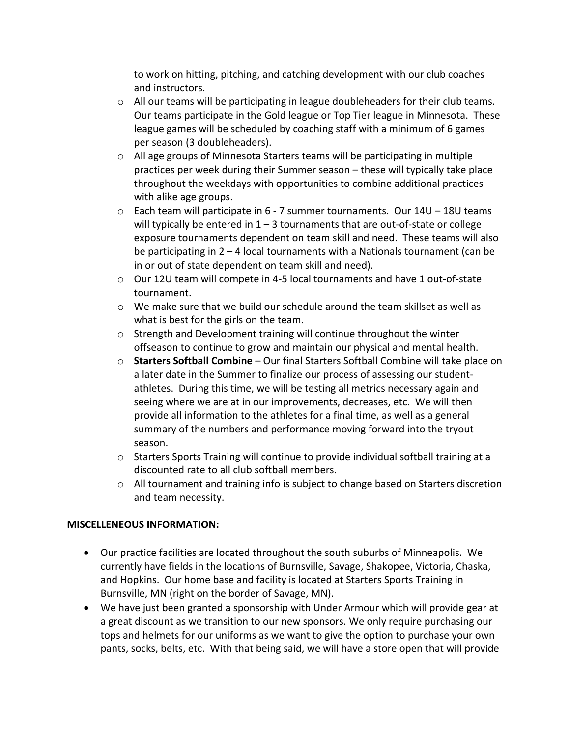to work on hitting, pitching, and catching development with our club coaches and instructors.

  - All our teams will be participating in league doubleheaders for their club teams. Our teams participate in the Gold league or Top Tier league in Minnesota. These league games will be scheduled by coaching staff with a minimum of 6 games per season (3 doubleheaders).
  - All age groups of Minnesota Starters teams will be participating in multiple practices per week during their Summer season – these will typically take place throughout the weekdays with opportunities to combine additional practices with alike age groups.
  - Each team will participate in 6 - 7 summer tournaments. Our 14U – 18U teams will typically be entered in 1 – 3 tournaments that are out-of-state or college exposure tournaments dependent on team skill and need. These teams will also be participating in 2 – 4 local tournaments with a Nationals tournament (can be in or out of state dependent on team skill and need).
  - Our 12U team will compete in 4-5 local tournaments and have 1 out-of-state tournament.
  - We make sure that we build our schedule around the team skillset as well as what is best for the girls on the team.
  - Strength and Development training will continue throughout the winter offseason to continue to grow and maintain our physical and mental health.
  - **Starters Softball Combine** – Our final Starters Softball Combine will take place on a later date in the Summer to finalize our process of assessing our student-athletes. During this time, we will be testing all metrics necessary again and seeing where we are at in our improvements, decreases, etc. We will then provide all information to the athletes for a final time, as well as a general summary of the numbers and performance moving forward into the tryout season.
  - Starters Sports Training will continue to provide individual softball training at a discounted rate to all club softball members.
  - All tournament and training info is subject to change based on Starters discretion and team necessity.

**MISCELLENEOUS INFORMATION:**

- Our practice facilities are located throughout the south suburbs of Minneapolis. We currently have fields in the locations of Burnsville, Savage, Shakopee, Victoria, Chaska, and Hopkins. Our home base and facility is located at Starters Sports Training in Burnsville, MN (right on the border of Savage, MN).
- We have just been granted a sponsorship with Under Armour which will provide gear at a great discount as we transition to our new sponsors. We only require purchasing our tops and helmets for our uniforms as we want to give the option to purchase your own pants, socks, belts, etc. With that being said, we will have a store open that will provide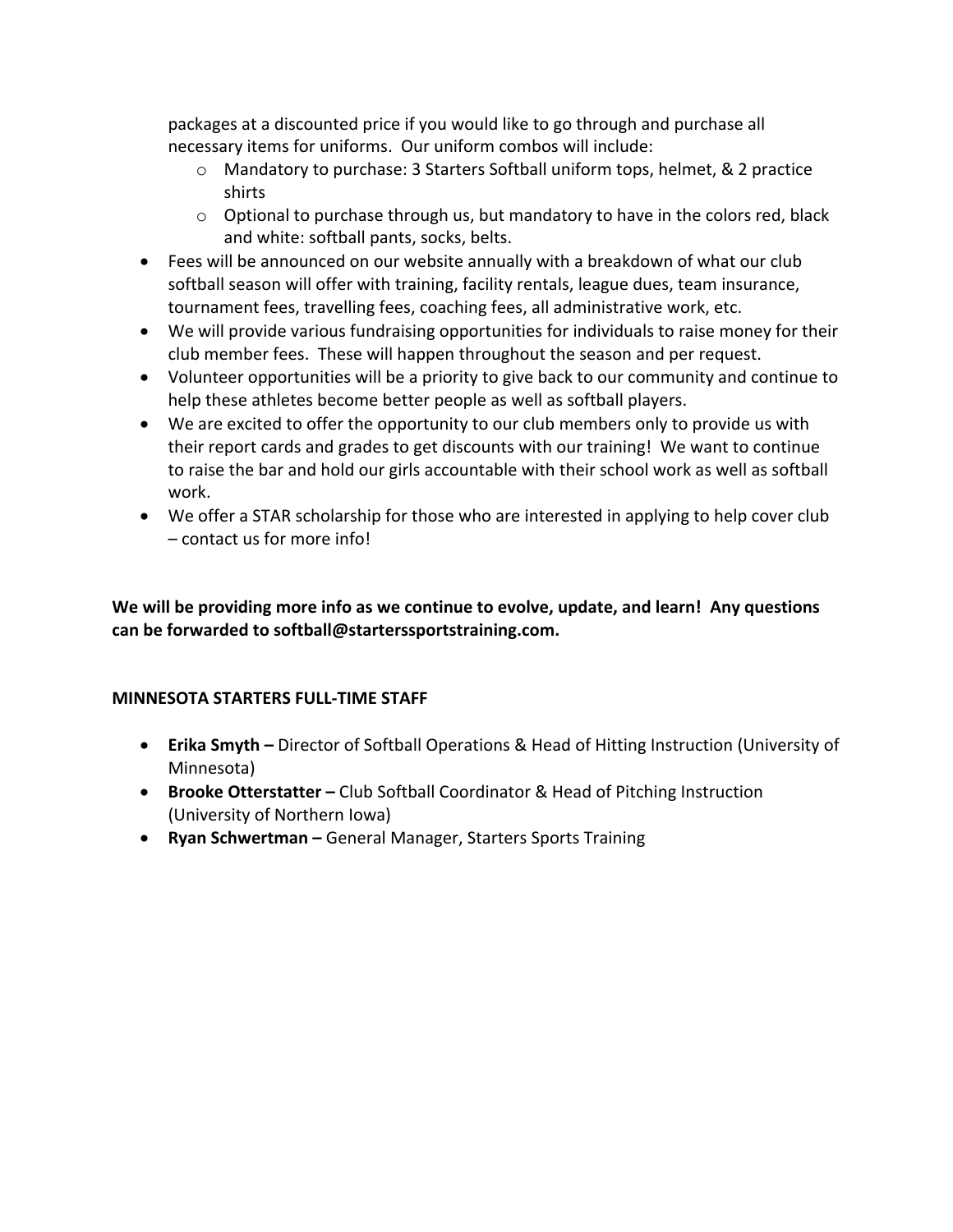packages at a discounted price if you would like to go through and purchase all necessary items for uniforms. Our uniform combos will include:
  - Mandatory to purchase: 3 Starters Softball uniform tops, helmet, & 2 practice shirts
  - Optional to purchase through us, but mandatory to have in the colors red, black and white: softball pants, socks, belts.
- Fees will be announced on our website annually with a breakdown of what our club softball season will offer with training, facility rentals, league dues, team insurance, tournament fees, travelling fees, coaching fees, all administrative work, etc.
- We will provide various fundraising opportunities for individuals to raise money for their club member fees. These will happen throughout the season and per request.
- Volunteer opportunities will be a priority to give back to our community and continue to help these athletes become better people as well as softball players.
- We are excited to offer the opportunity to our club members only to provide us with their report cards and grades to get discounts with our training! We want to continue to raise the bar and hold our girls accountable with their school work as well as softball work.
- We offer a STAR scholarship for those who are interested in applying to help cover club – contact us for more info!

**We will be providing more info as we continue to evolve, update, and learn! Any questions can be forwarded to softball@starterssportstraining.com.**

**MINNESOTA STARTERS FULL-TIME STAFF**

- **Erika Smyth –** Director of Softball Operations & Head of Hitting Instruction (University of Minnesota)
- **Brooke Otterstatter –** Club Softball Coordinator & Head of Pitching Instruction (University of Northern Iowa)
- **Ryan Schwertman –** General Manager, Starters Sports Training